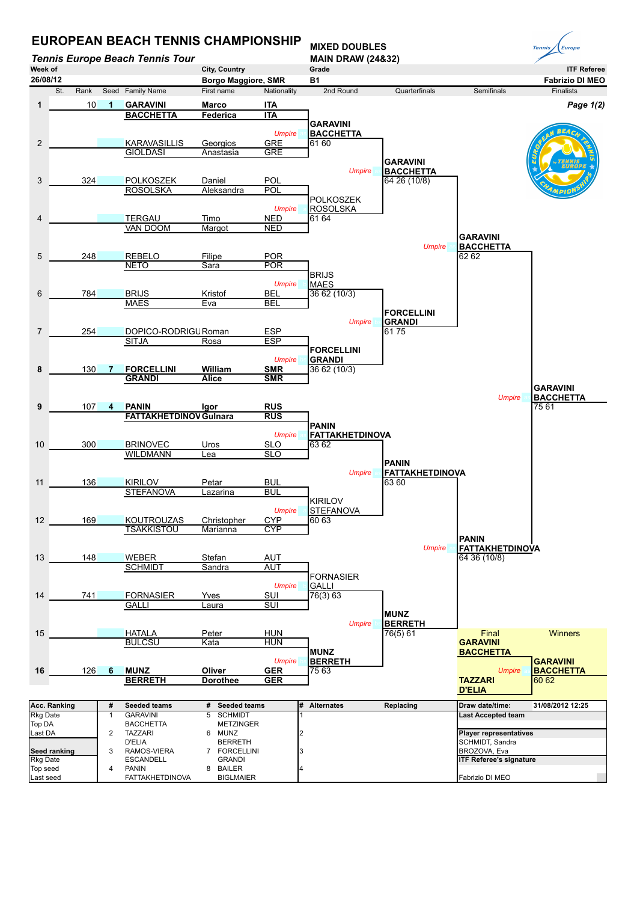# EUROPEAN BEACH TENNIS CHAMPIONSHIP

***Tennis Europe Beach Tennis Tour***

**MIXED DOUBLES**
**MAIN DRAW (24&32)**

| Week of | City, Country | Grade | ITF Referee |
|---|---|---|---|
| 26/08/12 | Borgo Maggiore, SMR | B1 | Fabrizio DI MEO |

| St. | Rank | Seed | Family Name | First name | Nationality |
|---|---|---|---|---|---|
| 1 | 10 | 1 | **GARAVINI** / **BACCHETTA** | **Marco** / **Federica** | **ITA** / **ITA** |
| 2 | | | KARAVASILLIS / GIOLDASI | Georgios / Anastasia | GRE / GRE |
| 3 | 324 | | POLKOSZEK / ROSOLSKA | Daniel / Aleksandra | POL / POL |
| 4 | | | TERGAU / VAN DOOM | Timo / Margot | NED / NED |
| 5 | 248 | | REBELO / NETO | Filipe / Sara | POR / POR |
| 6 | 784 | | BRIJS / MAES | Kristof / Eva | BEL / BEL |
| 7 | 254 | | DOPICO-RODRIGU / SITJA | Roman / Rosa | ESP / ESP |
| 8 | 130 | 7 | **FORCELLINI** / **GRANDI** | **William** / **Alice** | **SMR** / **SMR** |
| 9 | 107 | 4 | **PANIN** / **FATTAKHETDINOV** | **Igor** / **Gulnara** | **RUS** / **RUS** |
| 10 | 300 | | BRINOVEC / WILDMANN | Uros / Lea | SLO / SLO |
| 11 | 136 | | KIRILOV / STEFANOVA | Petar / Lazarina | BUL / BUL |
| 12 | 169 | | KOUTROUZAS / TSAKKISTOU | Christopher / Marianna | CYP / CYP |
| 13 | 148 | | WEBER / SCHMIDT | Stefan / Sandra | AUT / AUT |
| 14 | 741 | | FORNASIER / GALLI | Yves / Laura | SUI / SUI |
| 15 | | | HATALA / BULCSU | Peter / Kata | HUN / HUN |
| 16 | 126 | 6 | **MUNZ** / **BERRETH** | **Oliver** / **Dorothee** | **GER** / **GER** |

**2nd Round**

- **GARAVINI / BACCHETTA** 61 60
- POLKOSZEK / ROSOLSKA 61 64
- BRIJS / MAES 36 62 (10/3)
- **FORCELLINI / GRANDI** 36 62 (10/3)
- **PANIN / FATTAKHETDINOVA** 63 62
- KIROLOV / STEFANOVA 60 63
- FORNASIER / GALLI 76(3) 63
- **MUNZ / BERRETH** 75 63

**Quarterfinals**

- **GARAVINI / BACCHETTA** 64 26 (10/8)
- **FORCELLINI / GRANDI** 61 75
- **PANIN / FATTAKHETDINOVA** 63 60
- **MUNZ / BERRETH** 76(5) 61

**Semifinals**

- **GARAVINI / BACCHETTA** 62 62
- **PANIN / FATTAKHETDINOVA** 64 36 (10/8)

**Finalists**

- **GARAVINI / BACCHETTA** 75 61

**Final**

- **GARAVINI / BACCHETTA**
- **TAZZARI / D'ELIA**

**Winners**

- **GARAVINI / BACCHETTA** 60 62

| Acc. Ranking | # | Seeded teams | # | Seeded teams | # | Alternates | Replacing | Draw date/time: | 31/08/2012 12:25 |
|---|---|---|---|---|---|---|---|---|---|
| Rkg Date | 1 | GARAVINI / BACCHETTA | 5 | SCHMIDT / METZINGER | 1 | | | Last Accepted team | |
| Top DA | | | | | | | | | |
| Last DA | 2 | TAZZARI / D'ELIA | 6 | MUNZ / BERRETH | 2 | | | Player representatives | |
| Seed ranking | 3 | RAMOS-VIERA / ESCANDELL | 7 | FORCELLINI / GRANDI | 3 | | | SCHMIDT, Sandra; BROZOVA, Eva | |
| Rkg Date | | | | | | | | ITF Referee's signature | |
| Top seed | 4 | PANIN / FATTAKHETDINOVA | 8 | BAILER / BIGLMAIER | 4 | | | | |
| Last seed | | | | | | | | Fabrizio DI MEO | |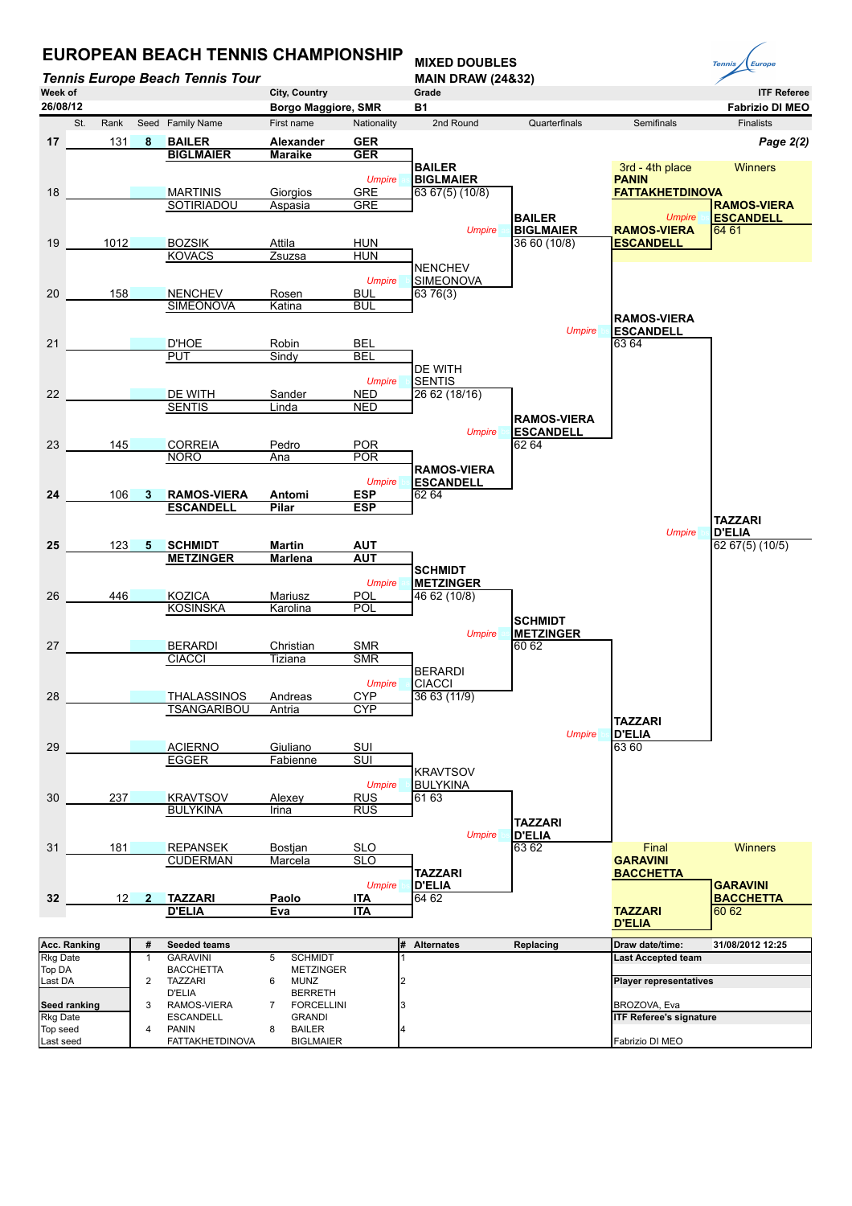# EUROPEAN BEACH TENNIS CHAMPIONSHIP

**MIXED DOUBLES**
**MAIN DRAW (24&32)**

*Tennis Europe Beach Tennis Tour*

| Week of | City, Country | Grade | ITF Referee |
|---|---|---|---|
| 26/08/12 | Borgo Maggiore, SMR | B1 | Fabrizio DI MEO |

| St. | Rank | Seed | Family Name | First name | Nationality | 2nd Round | Quarterfinals | Semifinals | Finalists |
|---|---|---|---|---|---|---|---|---|---|
| **17** | 131 | **8** | **BAILER** / **BIGLMAIER** | **Alexander** / **Maraike** | **GER** / **GER** | BAILER / BIGLMAIER 63 67(5) (10/8) | BAILER / BIGLMAIER 36 60 (10/8) | RAMOS-VIERA / ESCANDELL 63 64 | TAZZARI / D'ELIA 62 67(5) (10/5) |
| 18 | | | MARTINIS / SOTIRIADOU | Giorgios / Aspasia | GRE / GRE | | | | |
| 19 | 1012 | | BOZSIK / KOVACS | Attila / Zsuzsa | HUN / HUN | NENCHEV / SIMEONOVA 63 76(3) | | | |
| 20 | 158 | | NENCHEV / SIMEONOVA | Rosen / Katina | BUL / BUL | | | | |
| 21 | | | D'HOE / PUT | Robin / Sindy | BEL / BEL | DE WITH / SENTIS 26 62 (18/16) | RAMOS-VIERA / ESCANDELL 62 64 | | |
| 22 | | | DE WITH / SENTIS | Sander / Linda | NED / NED | | | | |
| 23 | 145 | | CORREIA / NORO | Pedro / Ana | POR / POR | RAMOS-VIERA / ESCANDELL 62 64 | | | |
| **24** | 106 | **3** | **RAMOS-VIERA** / **ESCANDELL** | **Antomi** / **Pilar** | **ESP** / **ESP** | | | | |
| **25** | 123 | **5** | **SCHMIDT** / **METZINGER** | **Martin** / **Marlena** | **AUT** / **AUT** | SCHMIDT / METZINGER 46 62 (10/8) | SCHMIDT / METZINGER 60 62 | TAZZARI / D'ELIA 63 60 | |
| 26 | 446 | | KOZICA / KOSINSKA | Mariusz / Karolina | POL / POL | | | | |
| 27 | | | BERARDI / CIACCI | Christian / Tiziana | SMR / SMR | BERARDI / CIACCI 36 63 (11/9) | | | |
| 28 | | | THALASSINOS / TSANGARIBOU | Andreas / Antria | CYP / CYP | | | | |
| 29 | | | ACIERNO / EGGER | Giuliano / Fabienne | SUI / SUI | KRAVTSOV / BULYKINA 61 63 | TAZZARI / D'ELIA 63 62 | | |
| 30 | 237 | | KRAVTSOV / BULYKINA | Alexey / Irina | RUS / RUS | | | | |
| 31 | 181 | | REPANSEK / CUDERMAN | Bostjan / Marcela | SLO / SLO | TAZZARI / D'ELIA 64 62 | | | |
| **32** | 12 | **2** | **TAZZARI** / **D'ELIA** | **Paolo** / **Eva** | **ITA** / **ITA** | | | | |

**3rd - 4th place:** PANIN / FATTAKHETDINOVA vs RAMOS-VIERA / ESCANDELL — Winners: **RAMOS-VIERA / ESCANDELL** 64 61

**Final:** GARAVINI / BACCHETTA vs TAZZARI / D'ELIA — Winners: **GARAVINI / BACCHETTA** 60 62

| Acc. Ranking | # | Seeded teams | # | | # | Alternates | Replacing | Draw date/time: 31/08/2012 12:25 |
|---|---|---|---|---|---|---|---|---|
| Rkg Date | 1 | GARAVINI / BACCHETTA | 5 | SCHMIDT / METZINGER | 1 | | | Last Accepted team |
| Top DA | | | | | | | | |
| Last DA | 2 | TAZZARI / D'ELIA | 6 | MUNZ / BERRETH | 2 | | | Player representatives |
| Seed ranking | 3 | RAMOS-VIERA / ESCANDELL | 7 | FORCELLINI / GRANDI | 3 | | | BROZOVA, Eva |
| Rkg Date | | | | | | | | ITF Referee's signature |
| Top seed | 4 | PANIN / FATTAKHETDINOVA | 8 | BAILER / BIGLMAIER | 4 | | | |
| Last seed | | | | | | | | Fabrizio DI MEO |